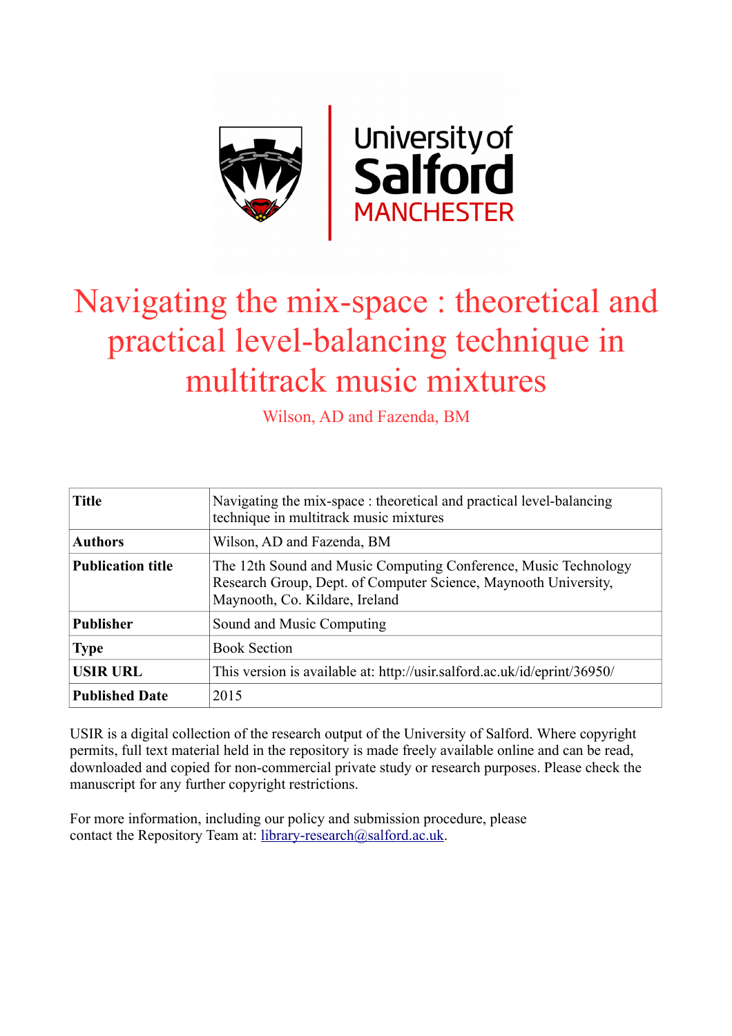# Navigating the mix-space : theoretical and practical level-balancing technique in multitrack music mixtures

Wilson, AD and Fazenda, BM

| | |
|---|---|
| **Title** | Navigating the mix-space : theoretical and practical level-balancing technique in multitrack music mixtures |
| **Authors** | Wilson, AD and Fazenda, BM |
| **Publication title** | The 12th Sound and Music Computing Conference, Music Technology Research Group, Dept. of Computer Science, Maynooth University, Maynooth, Co. Kildare, Ireland |
| **Publisher** | Sound and Music Computing |
| **Type** | Book Section |
| **USIR URL** | This version is available at: http://usir.salford.ac.uk/id/eprint/36950/ |
| **Published Date** | 2015 |

USIR is a digital collection of the research output of the University of Salford. Where copyright permits, full text material held in the repository is made freely available online and can be read, downloaded and copied for non-commercial private study or research purposes. Please check the manuscript for any further copyright restrictions.

For more information, including our policy and submission procedure, please contact the Repository Team at: library-research@salford.ac.uk.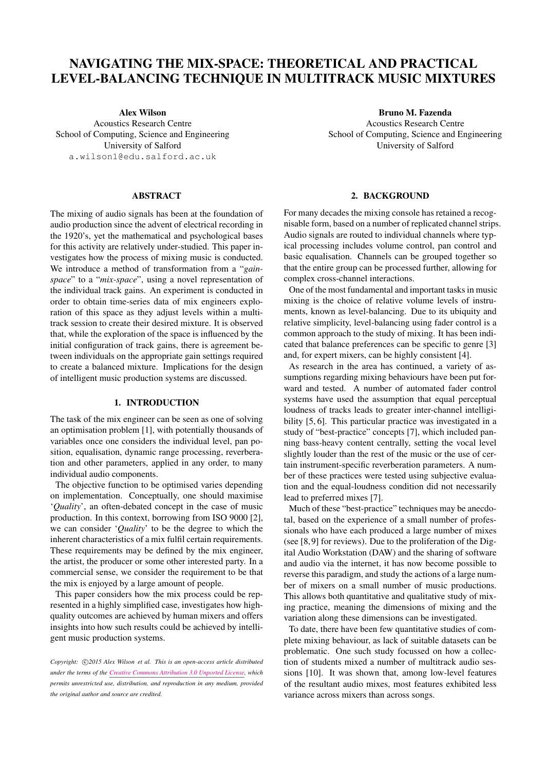# NAVIGATING THE MIX-SPACE: THEORETICAL AND PRACTICAL LEVEL-BALANCING TECHNIQUE IN MULTITRACK MUSIC MIXTURES

**Alex Wilson**
Acoustics Research Centre
School of Computing, Science and Engineering
University of Salford
a.wilson1@edu.salford.ac.uk

**Bruno M. Fazenda**
Acoustics Research Centre
School of Computing, Science and Engineering
University of Salford

## ABSTRACT

The mixing of audio signals has been at the foundation of audio production since the advent of electrical recording in the 1920's, yet the mathematical and psychological bases for this activity are relatively under-studied. This paper investigates how the process of mixing music is conducted. We introduce a method of transformation from a "*gain-space*" to a "*mix-space*", using a novel representation of the individual track gains. An experiment is conducted in order to obtain time-series data of mix engineers exploration of this space as they adjust levels within a multitrack session to create their desired mixture. It is observed that, while the exploration of the space is influenced by the initial configuration of track gains, there is agreement between individuals on the appropriate gain settings required to create a balanced mixture. Implications for the design of intelligent music production systems are discussed.

## 1. INTRODUCTION

The task of the mix engineer can be seen as one of solving an optimisation problem [1], with potentially thousands of variables once one considers the individual level, pan position, equalisation, dynamic range processing, reverberation and other parameters, applied in any order, to many individual audio components.

The objective function to be optimised varies depending on implementation. Conceptually, one should maximise '*Quality*', an often-debated concept in the case of music production. In this context, borrowing from ISO 9000 [2], we can consider '*Quality*' to be the degree to which the inherent characteristics of a mix fulfil certain requirements. These requirements may be defined by the mix engineer, the artist, the producer or some other interested party. In a commercial sense, we consider the requirement to be that the mix is enjoyed by a large amount of people.

This paper considers how the mix process could be represented in a highly simplified case, investigates how high-quality outcomes are achieved by human mixers and offers insights into how such results could be achieved by intelligent music production systems.

*Copyright: ©2015 Alex Wilson et al. This is an open-access article distributed under the terms of the Creative Commons Attribution 3.0 Unported License, which permits unrestricted use, distribution, and reproduction in any medium, provided the original author and source are credited.*

## 2. BACKGROUND

For many decades the mixing console has retained a recognisable form, based on a number of replicated channel strips. Audio signals are routed to individual channels where typical processing includes volume control, pan control and basic equalisation. Channels can be grouped together so that the entire group can be processed further, allowing for complex cross-channel interactions.

One of the most fundamental and important tasks in music mixing is the choice of relative volume levels of instruments, known as level-balancing. Due to its ubiquity and relative simplicity, level-balancing using fader control is a common approach to the study of mixing. It has been indicated that balance preferences can be specific to genre [3] and, for expert mixers, can be highly consistent [4].

As research in the area has continued, a variety of assumptions regarding mixing behaviours have been put forward and tested. A number of automated fader control systems have used the assumption that equal perceptual loudness of tracks leads to greater inter-channel intelligibility [5, 6]. This particular practice was investigated in a study of "best-practice" concepts [7], which included panning bass-heavy content centrally, setting the vocal level slightly louder than the rest of the music or the use of certain instrument-specific reverberation parameters. A number of these practices were tested using subjective evaluation and the equal-loudness condition did not necessarily lead to preferred mixes [7].

Much of these "best-practice" techniques may be anecdotal, based on the experience of a small number of professionals who have each produced a large number of mixes (see [8, 9] for reviews). Due to the proliferation of the Digital Audio Workstation (DAW) and the sharing of software and audio via the internet, it has now become possible to reverse this paradigm, and study the actions of a large number of mixers on a small number of music productions. This allows both quantitative and qualitative study of mixing practice, meaning the dimensions of mixing and the variation along these dimensions can be investigated.

To date, there have been few quantitative studies of complete mixing behaviour, as lack of suitable datasets can be problematic. One such study focussed on how a collection of students mixed a number of multitrack audio sessions [10]. It was shown that, among low-level features of the resultant audio mixes, most features exhibited less variance across mixers than across songs.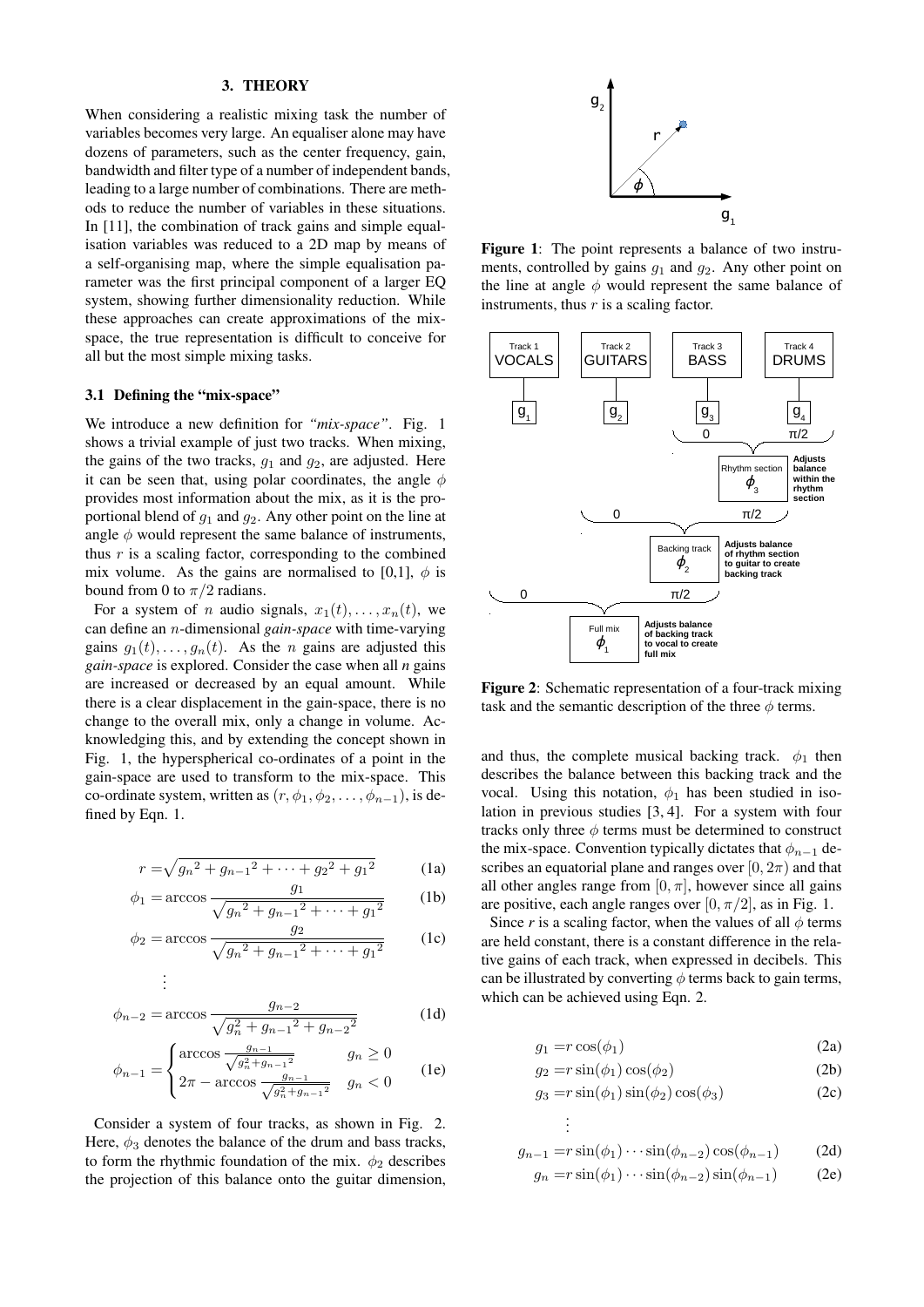## 3. THEORY

When considering a realistic mixing task the number of variables becomes very large. An equaliser alone may have dozens of parameters, such as the center frequency, gain, bandwidth and filter type of a number of independent bands, leading to a large number of combinations. There are methods to reduce the number of variables in these situations. In [11], the combination of track gains and simple equalisation variables was reduced to a 2D map by means of a self-organising map, where the simple equalisation parameter was the first principal component of a larger EQ system, showing further dimensionality reduction. While these approaches can create approximations of the mix-space, the true representation is difficult to conceive for all but the most simple mixing tasks.

### 3.1 Defining the "mix-space"

We introduce a new definition for *"mix-space"*. Fig. 1 shows a trivial example of just two tracks. When mixing, the gains of the two tracks, $g_1$ and $g_2$, are adjusted. Here it can be seen that, using polar coordinates, the angle $\phi$ provides most information about the mix, as it is the proportional blend of $g_1$ and $g_2$. Any other point on the line at angle $\phi$ would represent the same balance of instruments, thus $r$ is a scaling factor, corresponding to the combined mix volume. As the gains are normalised to [0,1], $\phi$ is bound from 0 to $\pi/2$ radians.

For a system of $n$ audio signals, $x_1(t), \ldots, x_n(t)$, we can define an $n$-dimensional *gain-space* with time-varying gains $g_1(t), \ldots, g_n(t)$. As the $n$ gains are adjusted this *gain-space* is explored. Consider the case when all *n* gains are increased or decreased by an equal amount. While there is a clear displacement in the gain-space, there is no change to the overall mix, only a change in volume. Acknowledging this, and by extending the concept shown in Fig. 1, the hyperspherical co-ordinates of a point in the gain-space are used to transform to the mix-space. This co-ordinate system, written as $(r, \phi_1, \phi_2, \ldots, \phi_{n-1})$, is defined by Eqn. 1.

$$r = \sqrt{{g_n}^2 + {g_{n-1}}^2 + \cdots + {g_2}^2 + {g_1}^2} \tag{1a}$$

$$\phi_1 = \arccos \frac{g_1}{\sqrt{{g_n}^2 + {g_{n-1}}^2 + \cdots + {g_1}^2}} \tag{1b}$$

$$\phi_2 = \arccos \frac{g_2}{\sqrt{{g_n}^2 + {g_{n-1}}^2 + \cdots + {g_1}^2}} \tag{1c}$$

$$\vdots$$

$$\phi_{n-2} = \arccos \frac{g_{n-2}}{\sqrt{g_n^2 + {g_{n-1}}^2 + {g_{n-2}}^2}} \tag{1d}$$

$$\phi_{n-1} = \begin{cases} \arccos \frac{g_{n-1}}{\sqrt{g_n^2 + {g_{n-1}}^2}} & g_n \geq 0 \\ 2\pi - \arccos \frac{g_{n-1}}{\sqrt{g_n^2 + {g_{n-1}}^2}} & g_n < 0 \end{cases} \tag{1e}$$

Consider a system of four tracks, as shown in Fig. 2. Here, $\phi_3$ denotes the balance of the drum and bass tracks, to form the rhythmic foundation of the mix. $\phi_2$ describes the projection of this balance onto the guitar dimension,

g2

r

ϕ

g1

**Figure 1**: The point represents a balance of two instruments, controlled by gains $g_1$ and $g_2$. Any other point on the line at angle $\phi$ would represent the same balance of instruments, thus $r$ is a scaling factor.

Track 1 VOCALS

Track 2 GUITARS

Track 3 BASS

Track 4 DRUMS

g1 g2 g3 g4

0 π/2

Rhythm section ϕ3

Adjusts balance within the rhythm section

0 π/2

Backing track ϕ2

Adjusts balance of rhythm section to guitar to create backing track

0 π/2

Full mix ϕ1

Adjusts balance of backing track to vocal to create full mix

**Figure 2**: Schematic representation of a four-track mixing task and the semantic description of the three $\phi$ terms.

and thus, the complete musical backing track. $\phi_1$ then describes the balance between this backing track and the vocal. Using this notation, $\phi_1$ has been studied in isolation in previous studies [3, 4]. For a system with four tracks only three $\phi$ terms must be determined to construct the mix-space. Convention typically dictates that $\phi_{n-1}$ describes an equatorial plane and ranges over $[0, 2\pi)$ and that all other angles range from $[0, \pi]$, however since all gains are positive, each angle ranges over $[0, \pi/2]$, as in Fig. 1.

Since *r* is a scaling factor, when the values of all $\phi$ terms are held constant, there is a constant difference in the relative gains of each track, when expressed in decibels. This can be illustrated by converting $\phi$ terms back to gain terms, which can be achieved using Eqn. 2.

$$g_1 = r\cos(\phi_1) \tag{2a}$$

$$g_2 = r\sin(\phi_1)\cos(\phi_2) \tag{2b}$$

$$g_3 = r\sin(\phi_1)\sin(\phi_2)\cos(\phi_3) \tag{2c}$$

$$\vdots$$

$$g_{n-1} = r\sin(\phi_1)\cdots\sin(\phi_{n-2})\cos(\phi_{n-1}) \tag{2d}$$

$$g_n = r\sin(\phi_1)\cdots\sin(\phi_{n-2})\sin(\phi_{n-1}) \tag{2e}$$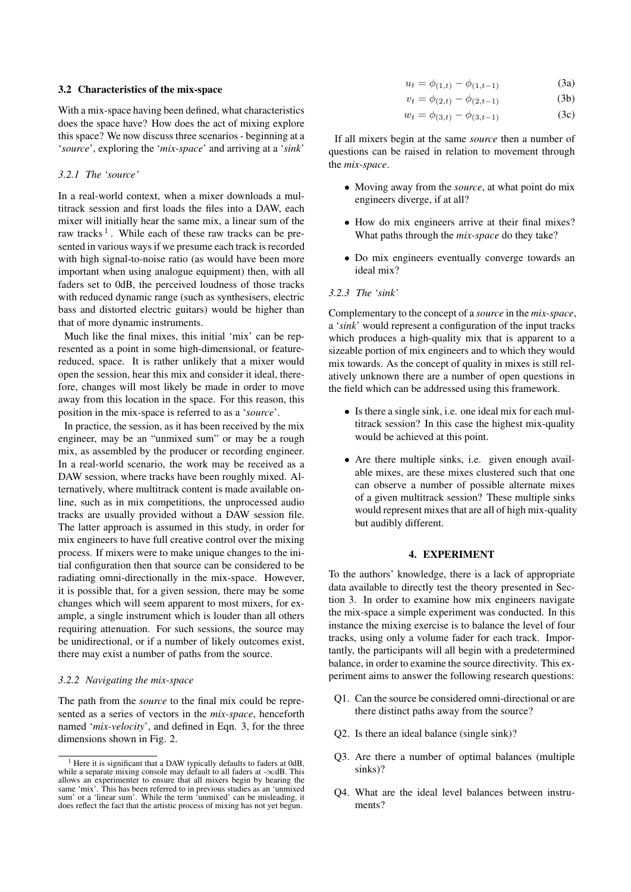### 3.2 Characteristics of the mix-space

With a mix-space having been defined, what characteristics does the space have? How does the act of mixing explore this space? We now discuss three scenarios - beginning at a '*source*', exploring the '*mix-space*' and arriving at a '*sink*'

#### *3.2.1 The 'source'*

In a real-world context, when a mixer downloads a multitrack session and first loads the files into a DAW, each mixer will initially hear the same mix, a linear sum of the raw tracks [1]. While each of these raw tracks can be presented in various ways if we presume each track is recorded with high signal-to-noise ratio (as would have been more important when using analogue equipment) then, with all faders set to 0dB, the perceived loudness of those tracks with reduced dynamic range (such as synthesisers, electric bass and distorted electric guitars) would be higher than that of more dynamic instruments.

Much like the final mixes, this initial 'mix' can be represented as a point in some high-dimensional, or feature-reduced, space. It is rather unlikely that a mixer would open the session, hear this mix and consider it ideal, therefore, changes will most likely be made in order to move away from this location in the space. For this reason, this position in the mix-space is referred to as a '*source*'.

In practice, the session, as it has been received by the mix engineer, may be an "unmixed sum" or may be a rough mix, as assembled by the producer or recording engineer. In a real-world scenario, the work may be received as a DAW session, where tracks have been roughly mixed. Alternatively, where multitrack content is made available online, such as in mix competitions, the unprocessed audio tracks are usually provided without a DAW session file. The latter approach is assumed in this study, in order for mix engineers to have full creative control over the mixing process. If mixers were to make unique changes to the initial configuration then that source can be considered to be radiating omni-directionally in the mix-space. However, it is possible that, for a given session, there may be some changes which will seem apparent to most mixers, for example, a single instrument which is louder than all others requiring attenuation. For such sessions, the source may be unidirectional, or if a number of likely outcomes exist, there may exist a number of paths from the source.

#### *3.2.2 Navigating the mix-space*

The path from the *source* to the final mix could be represented as a series of vectors in the *mix-space*, henceforth named '*mix-velocity*', and defined in Eqn. 3, for the three dimensions shown in Fig. 2.

[1] Here it is significant that a DAW typically defaults to faders at 0dB, while a separate mixing console may default to all faders at $-\infty$dB. This allows an experimenter to ensure that all mixers begin by hearing the same 'mix'. This has been referred to in previous studies as an 'unmixed sum' or a 'linear sum'. While the term 'unmixed' can be misleading, it does reflect the fact that the artistic process of mixing has not yet begun.

$$u_t = \phi_{(1,t)} - \phi_{(1,t-1)} \tag{3a}$$

$$v_t = \phi_{(2,t)} - \phi_{(2,t-1)} \tag{3b}$$

$$w_t = \phi_{(3,t)} - \phi_{(3,t-1)} \tag{3c}$$

If all mixers begin at the same *source* then a number of questions can be raised in relation to movement through the *mix-space*.

- Moving away from the *source*, at what point do mix engineers diverge, if at all?
- How do mix engineers arrive at their final mixes? What paths through the *mix-space* do they take?
- Do mix engineers eventually converge towards an ideal mix?

#### *3.2.3 The 'sink'*

Complementary to the concept of a *source* in the *mix-space*, a '*sink*' would represent a configuration of the input tracks which produces a high-quality mix that is apparent to a sizeable portion of mix engineers and to which they would mix towards. As the concept of quality in mixes is still relatively unknown there are a number of open questions in the field which can be addressed using this framework.

- Is there a single sink, i.e. one ideal mix for each multitrack session? In this case the highest mix-quality would be achieved at this point.
- Are there multiple sinks, i.e. given enough available mixes, are these mixes clustered such that one can observe a number of possible alternate mixes of a given multitrack session? These multiple sinks would represent mixes that are all of high mix-quality but audibly different.

## 4. EXPERIMENT

To the authors' knowledge, there is a lack of appropriate data available to directly test the theory presented in Section 3. In order to examine how mix engineers navigate the mix-space a simple experiment was conducted. In this instance the mixing exercise is to balance the level of four tracks, using only a volume fader for each track. Importantly, the participants will all begin with a predetermined balance, in order to examine the source directivity. This experiment aims to answer the following research questions:

- Q1. Can the source be considered omni-directional or are there distinct paths away from the source?
- Q2. Is there an ideal balance (single sink)?
- Q3. Are there a number of optimal balances (multiple sinks)?
- Q4. What are the ideal level balances between instruments?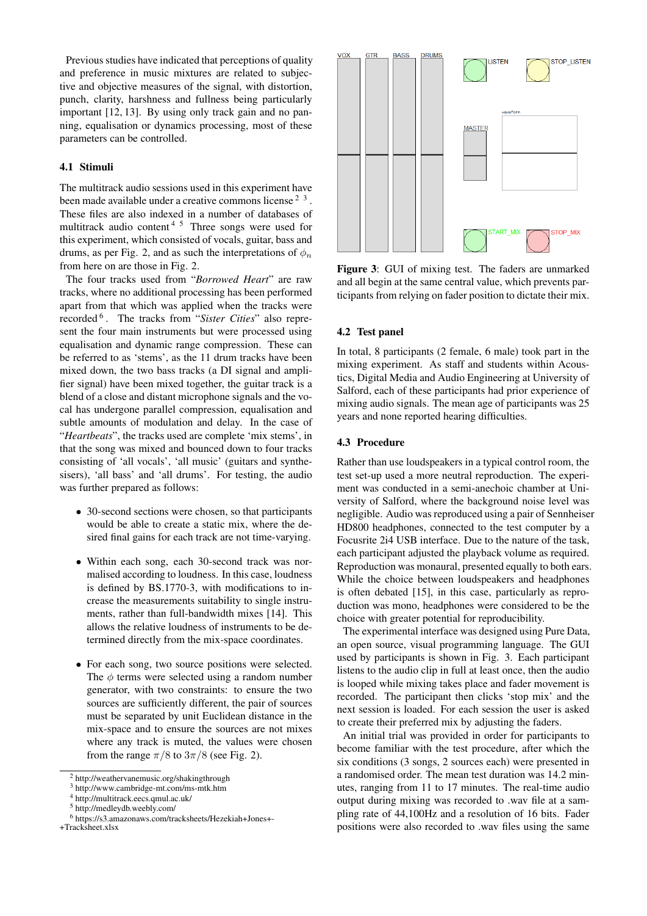Previous studies have indicated that perceptions of quality and preference in music mixtures are related to subjective and objective measures of the signal, with distortion, punch, clarity, harshness and fullness being particularly important [12, 13]. By using only track gain and no panning, equalisation or dynamics processing, most of these parameters can be controlled.

### 4.1 Stimuli

The multitrack audio sessions used in this experiment have been made available under a creative commons license [2] [3]. These files are also indexed in a number of databases of multitrack audio content [4] [5] Three songs were used for this experiment, which consisted of vocals, guitar, bass and drums, as per Fig. 2, and as such the interpretations of $\phi_n$ from here on are those in Fig. 2.

The four tracks used from "*Borrowed Heart*" are raw tracks, where no additional processing has been performed apart from that which was applied when the tracks were recorded [6]. The tracks from "*Sister Cities*" also represent the four main instruments but were processed using equalisation and dynamic range compression. These can be referred to as 'stems', as the 11 drum tracks have been mixed down, the two bass tracks (a DI signal and amplifier signal) have been mixed together, the guitar track is a blend of a close and distant microphone signals and the vocal has undergone parallel compression, equalisation and subtle amounts of modulation and delay. In the case of "*Heartbeats*", the tracks used are complete 'mix stems', in that the song was mixed and bounced down to four tracks consisting of 'all vocals', 'all music' (guitars and synthesisers), 'all bass' and 'all drums'. For testing, the audio was further prepared as follows:

- 30-second sections were chosen, so that participants would be able to create a static mix, where the desired final gains for each track are not time-varying.
- Within each song, each 30-second track was normalised according to loudness. In this case, loudness is defined by BS.1770-3, with modifications to increase the measurements suitability to single instruments, rather than full-bandwidth mixes [14]. This allows the relative loudness of instruments to be determined directly from the mix-space coordinates.
- For each song, two source positions were selected. The $\phi$ terms were selected using a random number generator, with two constraints: to ensure the two sources are sufficiently different, the pair of sources must be separated by unit Euclidean distance in the mix-space and to ensure the sources are not mixes where any track is muted, the values were chosen from the range $\pi/8$ to $3\pi/8$ (see Fig. 2).

[2] http://weathervanemusic.org/shakingthrough
[3] http://www.cambridge-mt.com/ms-mtk.htm
[4] http://multitrack.eecs.qmul.ac.uk/
[5] http://medleydb.weebly.com/
[6] https://s3.amazonaws.com/tracksheets/Hezekiah+Jones+-+Tracksheet.xlsx

VOX GTR BASS DRUMS LISTEN STOP_LISTEN
waveform
MASTER
START_MIX STOP_MIX

**Figure 3**: GUI of mixing test. The faders are unmarked and all begin at the same central value, which prevents participants from relying on fader position to dictate their mix.

### 4.2 Test panel

In total, 8 participants (2 female, 6 male) took part in the mixing experiment. As staff and students within Acoustics, Digital Media and Audio Engineering at University of Salford, each of these participants had prior experience of mixing audio signals. The mean age of participants was 25 years and none reported hearing difficulties.

### 4.3 Procedure

Rather than use loudspeakers in a typical control room, the test set-up used a more neutral reproduction. The experiment was conducted in a semi-anechoic chamber at University of Salford, where the background noise level was negligible. Audio was reproduced using a pair of Sennheiser HD800 headphones, connected to the test computer by a Focusrite 2i4 USB interface. Due to the nature of the task, each participant adjusted the playback volume as required. Reproduction was monaural, presented equally to both ears. While the choice between loudspeakers and headphones is often debated [15], in this case, particularly as reproduction was mono, headphones were considered to be the choice with greater potential for reproducibility.

The experimental interface was designed using Pure Data, an open source, visual programming language. The GUI used by participants is shown in Fig. 3. Each participant listens to the audio clip in full at least once, then the audio is looped while mixing takes place and fader movement is recorded. The participant then clicks 'stop mix' and the next session is loaded. For each session the user is asked to create their preferred mix by adjusting the faders.

An initial trial was provided in order for participants to become familiar with the test procedure, after which the six conditions (3 songs, 2 sources each) were presented in a randomised order. The mean test duration was 14.2 minutes, ranging from 11 to 17 minutes. The real-time audio output during mixing was recorded to .wav file at a sampling rate of 44,100Hz and a resolution of 16 bits. Fader positions were also recorded to .wav files using the same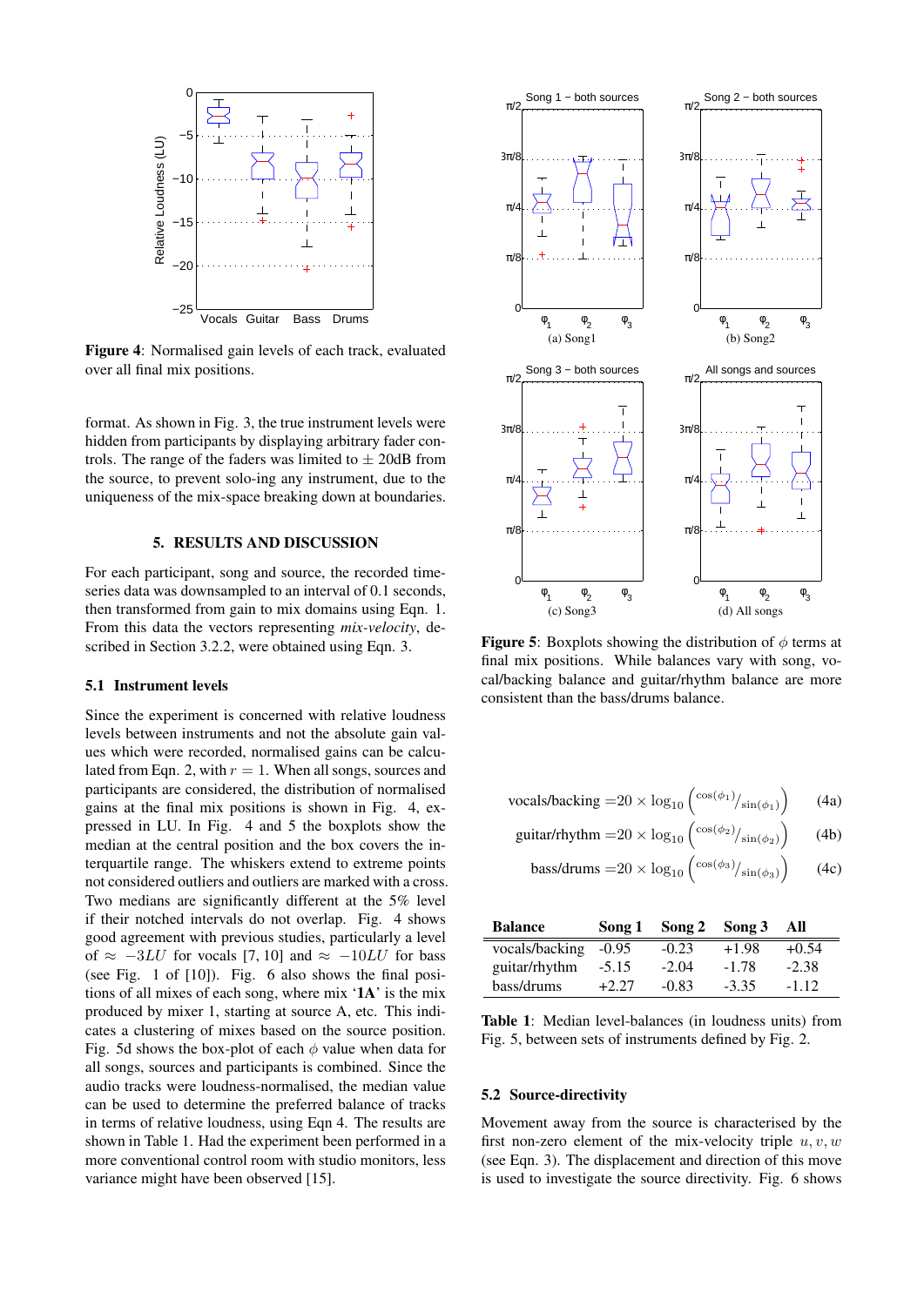Relative Loudness (LU)

0
−5
−10
−15
−20
−25

Vocals Guitar Bass Drums

**Figure 4**: Normalised gain levels of each track, evaluated over all final mix positions.

format. As shown in Fig. 3, the true instrument levels were hidden from participants by displaying arbitrary fader controls. The range of the faders was limited to ± 20dB from the source, to prevent solo-ing any instrument, due to the uniqueness of the mix-space breaking down at boundaries.

## 5. RESULTS AND DISCUSSION

For each participant, song and source, the recorded time-series data was downsampled to an interval of 0.1 seconds, then transformed from gain to mix domains using Eqn. 1. From this data the vectors representing *mix-velocity*, described in Section 3.2.2, were obtained using Eqn. 3.

### 5.1 Instrument levels

Since the experiment is concerned with relative loudness levels between instruments and not the absolute gain values which were recorded, normalised gains can be calculated from Eqn. 2, with $r = 1$. When all songs, sources and participants are considered, the distribution of normalised gains at the final mix positions is shown in Fig. 4, expressed in LU. In Fig. 4 and 5 the boxplots show the median at the central position and the box covers the interquartile range. The whiskers extend to extreme points not considered outliers and outliers are marked with a cross. Two medians are significantly different at the 5% level if their notched intervals do not overlap. Fig. 4 shows good agreement with previous studies, particularly a level of $\approx -3LU$ for vocals [7, 10] and $\approx -10LU$ for bass (see Fig. 1 of [10]). Fig. 6 also shows the final positions of all mixes of each song, where mix '**1A**' is the mix produced by mixer 1, starting at source A, etc. This indicates a clustering of mixes based on the source position. Fig. 5d shows the box-plot of each $\phi$ value when data for all songs, sources and participants is combined. Since the audio tracks were loudness-normalised, the median value can be used to determine the preferred balance of tracks in terms of relative loudness, using Eqn 4. The results are shown in Table 1. Had the experiment been performed in a more conventional control room with studio monitors, less variance might have been observed [15].

Song 1 − both sources

Song 2 − both sources

π/2
3π/8
π/4
π/8
0

φ1 φ2 φ3

(a) Song1

(b) Song2

Song 3 − both sources

All songs and sources

(c) Song3

(d) All songs

**Figure 5**: Boxplots showing the distribution of $\phi$ terms at final mix positions. While balances vary with song, vocal/backing balance and guitar/rhythm balance are more consistent than the bass/drums balance.

$$\text{vocals/backing} = 20 \times \log_{10}\left({}^{\cos(\phi_1)}/_{\sin(\phi_1)}\right) \tag{4a}$$

$$\text{guitar/rhythm} = 20 \times \log_{10}\left({}^{\cos(\phi_2)}/_{\sin(\phi_2)}\right) \tag{4b}$$

$$\text{bass/drums} = 20 \times \log_{10}\left({}^{\cos(\phi_3)}/_{\sin(\phi_3)}\right) \tag{4c}$$

| **Balance** | **Song 1** | **Song 2** | **Song 3** | **All** |
|---|---|---|---|---|
| vocals/backing | -0.95 | -0.23 | +1.98 | +0.54 |
| guitar/rhythm | -5.15 | -2.04 | -1.78 | -2.38 |
| bass/drums | +2.27 | -0.83 | -3.35 | -1.12 |

**Table 1**: Median level-balances (in loudness units) from Fig. 5, between sets of instruments defined by Fig. 2.

### 5.2 Source-directivity

Movement away from the source is characterised by the first non-zero element of the mix-velocity triple $u, v, w$ (see Eqn. 3). The displacement and direction of this move is used to investigate the source directivity. Fig. 6 shows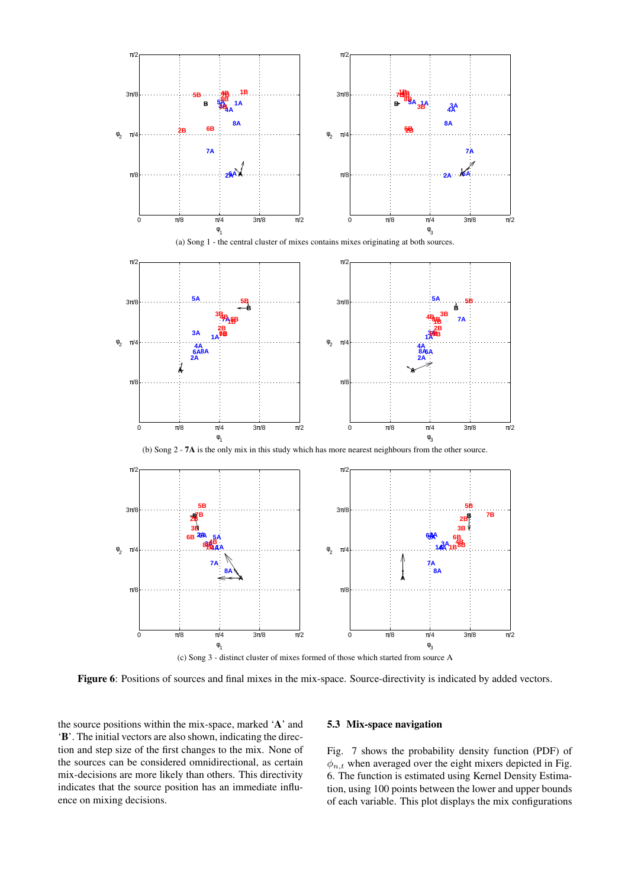0
π/8
π/4
3π/8
π/2
$\varphi_1$
π/8
π/4
3π/8
π/2
$\varphi_2$

0
π/8
π/4
3π/8
π/2
$\varphi_3$
π/8
π/4
3π/8
π/2
$\varphi_2$

(a) Song 1 - the central cluster of mixes contains mixes originating at both sources.

(b) Song 2 - **7A** is the only mix in this study which has more nearest neighbours from the other source.

(c) Song 3 - distinct cluster of mixes formed of those which started from source A

**Figure 6**: Positions of sources and final mixes in the mix-space. Source-directivity is indicated by added vectors.

the source positions within the mix-space, marked '**A**' and '**B**'. The initial vectors are also shown, indicating the direction and step size of the first changes to the mix. None of the sources can be considered omnidirectional, as certain mix-decisions are more likely than others. This directivity indicates that the source position has an immediate influence on mixing decisions.

### 5.3 Mix-space navigation

Fig. 7 shows the probability density function (PDF) of $\phi_{n,t}$ when averaged over the eight mixers depicted in Fig. 6. The function is estimated using Kernel Density Estimation, using 100 points between the lower and upper bounds of each variable. This plot displays the mix configurations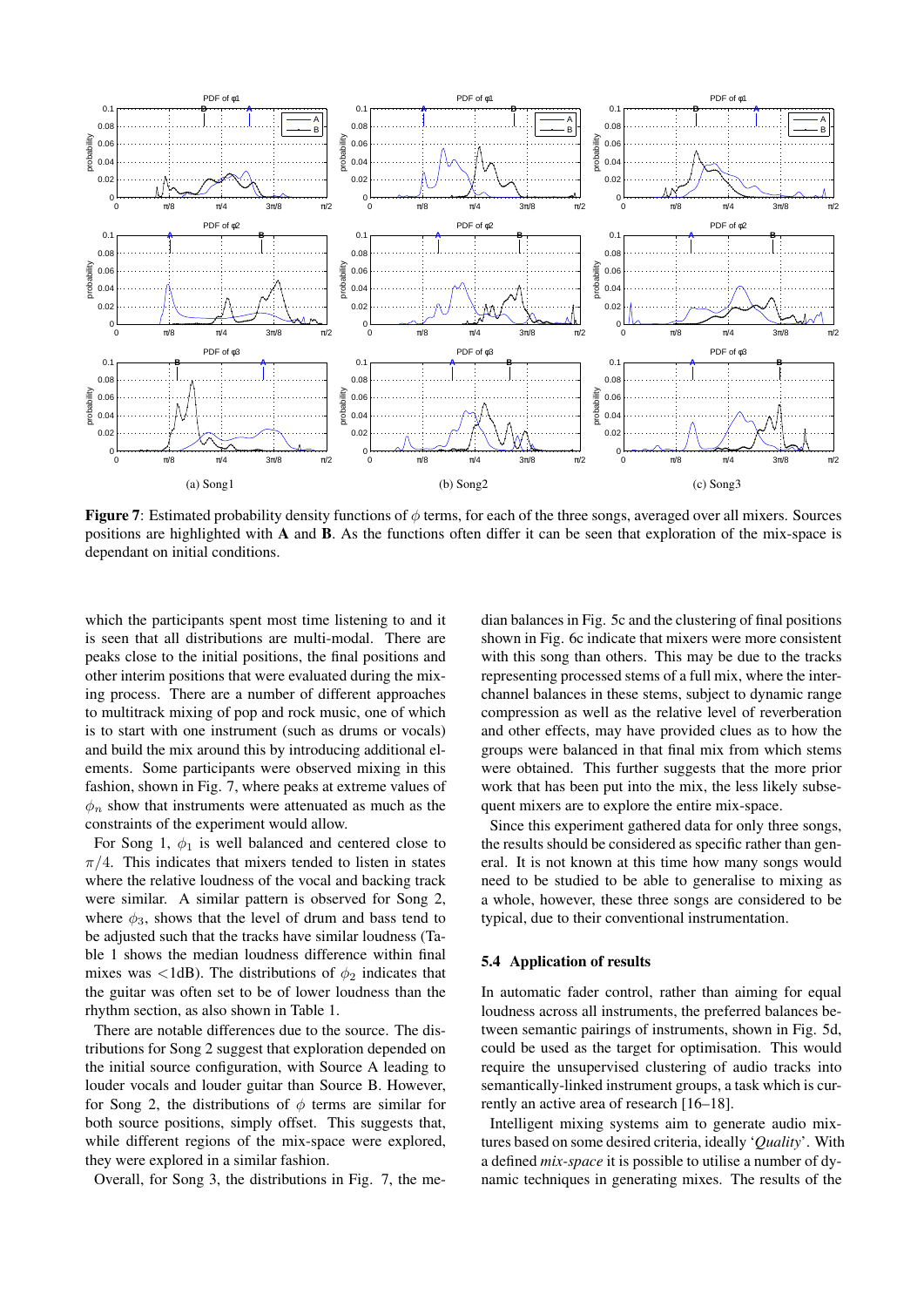PDF of φ1

PDF of φ2

PDF of φ3

probability

0 π/8 π/4 3π/8 π/2

A B

(a) Song1

(b) Song2

(c) Song3

**Figure 7**: Estimated probability density functions of $\phi$ terms, for each of the three songs, averaged over all mixers. Sources positions are highlighted with **A** and **B**. As the functions often differ it can be seen that exploration of the mix-space is dependant on initial conditions.

which the participants spent most time listening to and it is seen that all distributions are multi-modal. There are peaks close to the initial positions, the final positions and other interim positions that were evaluated during the mixing process. There are a number of different approaches to multitrack mixing of pop and rock music, one of which is to start with one instrument (such as drums or vocals) and build the mix around this by introducing additional elements. Some participants were observed mixing in this fashion, shown in Fig. 7, where peaks at extreme values of $\phi_n$ show that instruments were attenuated as much as the constraints of the experiment would allow.

For Song 1, $\phi_1$ is well balanced and centered close to $\pi/4$. This indicates that mixers tended to listen in states where the relative loudness of the vocal and backing track were similar. A similar pattern is observed for Song 2, where $\phi_3$, shows that the level of drum and bass tend to be adjusted such that the tracks have similar loudness (Table 1 shows the median loudness difference within final mixes was <1dB). The distributions of $\phi_2$ indicates that the guitar was often set to be of lower loudness than the rhythm section, as also shown in Table 1.

There are notable differences due to the source. The distributions for Song 2 suggest that exploration depended on the initial source configuration, with Source A leading to louder vocals and louder guitar than Source B. However, for Song 2, the distributions of $\phi$ terms are similar for both source positions, simply offset. This suggests that, while different regions of the mix-space were explored, they were explored in a similar fashion.

Overall, for Song 3, the distributions in Fig. 7, the median balances in Fig. 5c and the clustering of final positions shown in Fig. 6c indicate that mixers were more consistent with this song than others. This may be due to the tracks representing processed stems of a full mix, where the inter-channel balances in these stems, subject to dynamic range compression as well as the relative level of reverberation and other effects, may have provided clues as to how the groups were balanced in that final mix from which stems were obtained. This further suggests that the more prior work that has been put into the mix, the less likely subsequent mixers are to explore the entire mix-space.

Since this experiment gathered data for only three songs, the results should be considered as specific rather than general. It is not known at this time how many songs would need to be studied to be able to generalise to mixing as a whole, however, these three songs are considered to be typical, due to their conventional instrumentation.

### 5.4 Application of results

In automatic fader control, rather than aiming for equal loudness across all instruments, the preferred balances between semantic pairings of instruments, shown in Fig. 5d, could be used as the target for optimisation. This would require the unsupervised clustering of audio tracks into semantically-linked instrument groups, a task which is currently an active area of research [16–18].

Intelligent mixing systems aim to generate audio mixtures based on some desired criteria, ideally '*Quality*'. With a defined *mix-space* it is possible to utilise a number of dynamic techniques in generating mixes. The results of the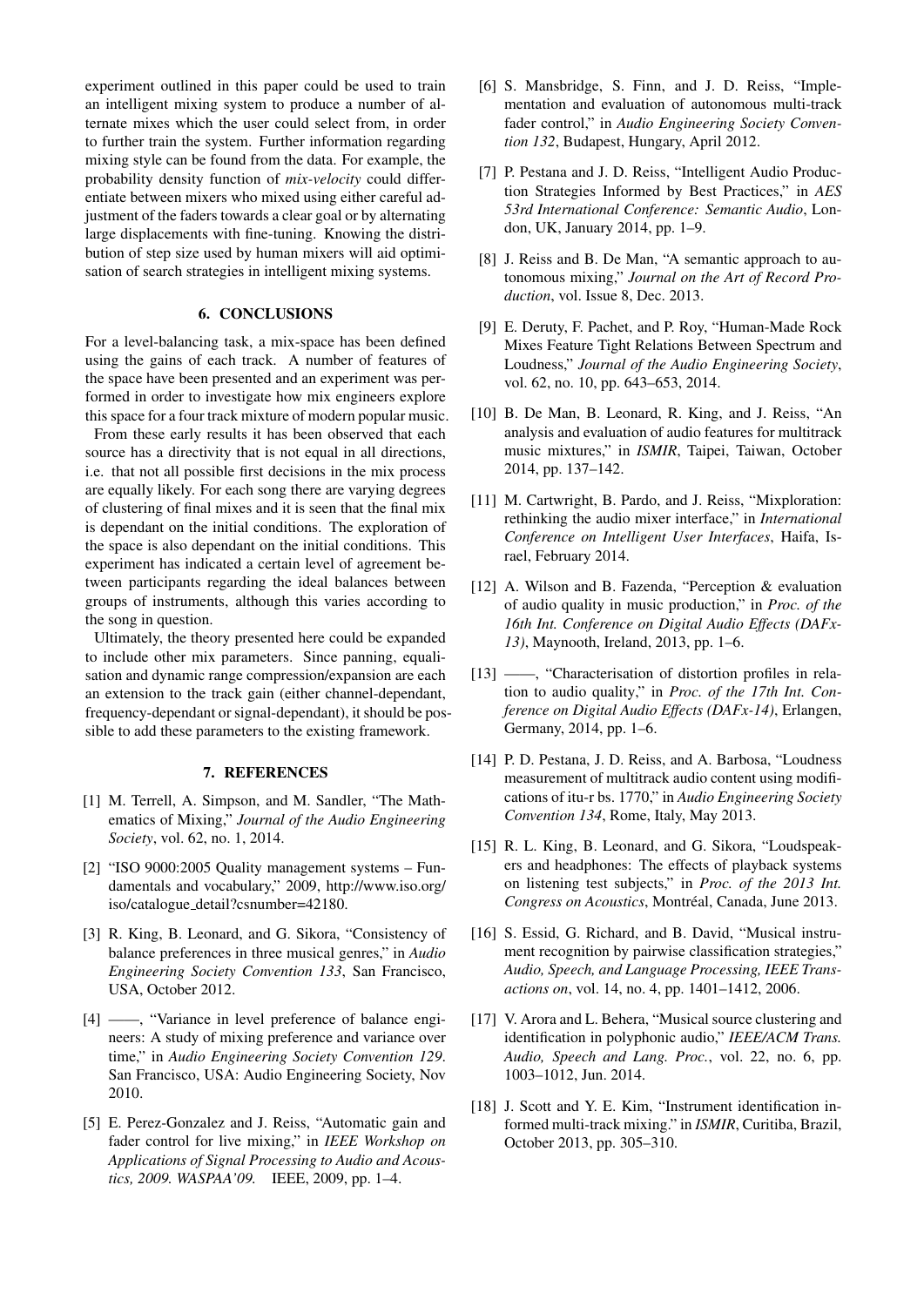experiment outlined in this paper could be used to train an intelligent mixing system to produce a number of alternate mixes which the user could select from, in order to further train the system. Further information regarding mixing style can be found from the data. For example, the probability density function of *mix-velocity* could differentiate between mixers who mixed using either careful adjustment of the faders towards a clear goal or by alternating large displacements with fine-tuning. Knowing the distribution of step size used by human mixers will aid optimisation of search strategies in intelligent mixing systems.

## 6. CONCLUSIONS

For a level-balancing task, a mix-space has been defined using the gains of each track. A number of features of the space have been presented and an experiment was performed in order to investigate how mix engineers explore this space for a four track mixture of modern popular music.

From these early results it has been observed that each source has a directivity that is not equal in all directions, i.e. that not all possible first decisions in the mix process are equally likely. For each song there are varying degrees of clustering of final mixes and it is seen that the final mix is dependant on the initial conditions. The exploration of the space is also dependant on the initial conditions. This experiment has indicated a certain level of agreement between participants regarding the ideal balances between groups of instruments, although this varies according to the song in question.

Ultimately, the theory presented here could be expanded to include other mix parameters. Since panning, equalisation and dynamic range compression/expansion are each an extension to the track gain (either channel-dependant, frequency-dependant or signal-dependant), it should be possible to add these parameters to the existing framework.

## 7. REFERENCES

[1] M. Terrell, A. Simpson, and M. Sandler, "The Mathematics of Mixing," *Journal of the Audio Engineering Society*, vol. 62, no. 1, 2014.

[2] "ISO 9000:2005 Quality management systems – Fundamentals and vocabulary," 2009, http://www.iso.org/iso/catalogue_detail?csnumber=42180.

[3] R. King, B. Leonard, and G. Sikora, "Consistency of balance preferences in three musical genres," in *Audio Engineering Society Convention 133*, San Francisco, USA, October 2012.

[4] ——, "Variance in level preference of balance engineers: A study of mixing preference and variance over time," in *Audio Engineering Society Convention 129*. San Francisco, USA: Audio Engineering Society, Nov 2010.

[5] E. Perez-Gonzalez and J. Reiss, "Automatic gain and fader control for live mixing," in *IEEE Workshop on Applications of Signal Processing to Audio and Acoustics, 2009. WASPAA'09.* IEEE, 2009, pp. 1–4.

[6] S. Mansbridge, S. Finn, and J. D. Reiss, "Implementation and evaluation of autonomous multi-track fader control," in *Audio Engineering Society Convention 132*, Budapest, Hungary, April 2012.

[7] P. Pestana and J. D. Reiss, "Intelligent Audio Production Strategies Informed by Best Practices," in *AES 53rd International Conference: Semantic Audio*, London, UK, January 2014, pp. 1–9.

[8] J. Reiss and B. De Man, "A semantic approach to autonomous mixing," *Journal on the Art of Record Production*, vol. Issue 8, Dec. 2013.

[9] E. Deruty, F. Pachet, and P. Roy, "Human-Made Rock Mixes Feature Tight Relations Between Spectrum and Loudness," *Journal of the Audio Engineering Society*, vol. 62, no. 10, pp. 643–653, 2014.

[10] B. De Man, B. Leonard, R. King, and J. Reiss, "An analysis and evaluation of audio features for multitrack music mixtures," in *ISMIR*, Taipei, Taiwan, October 2014, pp. 137–142.

[11] M. Cartwright, B. Pardo, and J. Reiss, "Mixploration: rethinking the audio mixer interface," in *International Conference on Intelligent User Interfaces*, Haifa, Israel, February 2014.

[12] A. Wilson and B. Fazenda, "Perception & evaluation of audio quality in music production," in *Proc. of the 16th Int. Conference on Digital Audio Effects (DAFx-13)*, Maynooth, Ireland, 2013, pp. 1–6.

[13] ——, "Characterisation of distortion profiles in relation to audio quality," in *Proc. of the 17th Int. Conference on Digital Audio Effects (DAFx-14)*, Erlangen, Germany, 2014, pp. 1–6.

[14] P. D. Pestana, J. D. Reiss, and A. Barbosa, "Loudness measurement of multitrack audio content using modifications of itu-r bs. 1770," in *Audio Engineering Society Convention 134*, Rome, Italy, May 2013.

[15] R. L. King, B. Leonard, and G. Sikora, "Loudspeakers and headphones: The effects of playback systems on listening test subjects," in *Proc. of the 2013 Int. Congress on Acoustics*, Montréal, Canada, June 2013.

[16] S. Essid, G. Richard, and B. David, "Musical instrument recognition by pairwise classification strategies," *Audio, Speech, and Language Processing, IEEE Transactions on*, vol. 14, no. 4, pp. 1401–1412, 2006.

[17] V. Arora and L. Behera, "Musical source clustering and identification in polyphonic audio," *IEEE/ACM Trans. Audio, Speech and Lang. Proc.*, vol. 22, no. 6, pp. 1003–1012, Jun. 2014.

[18] J. Scott and Y. E. Kim, "Instrument identification informed multi-track mixing." in *ISMIR*, Curitiba, Brazil, October 2013, pp. 305–310.